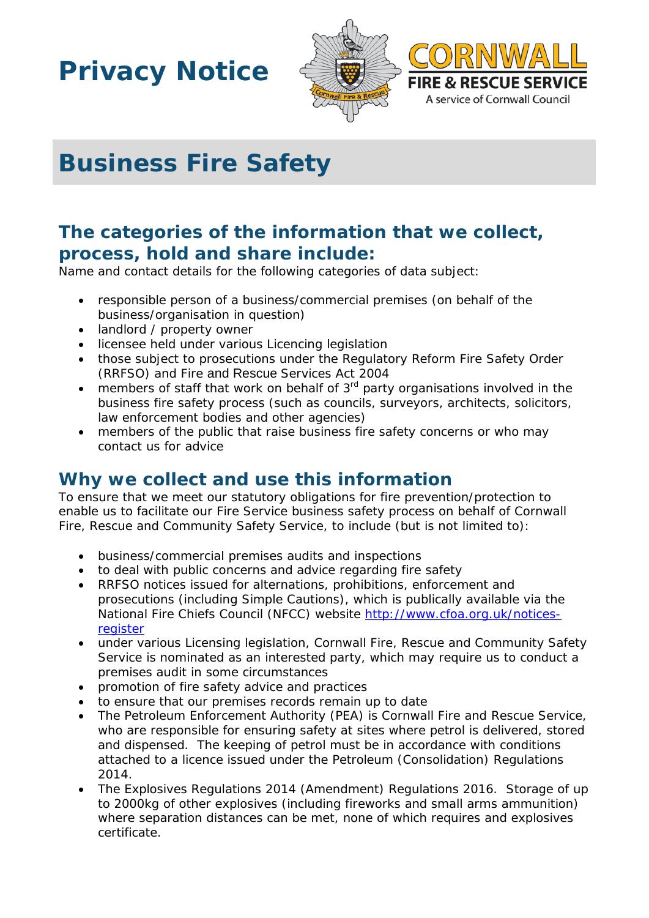# Privacy Notice

CORNWALL FIRE & RESCUE SERVICE
A service of Cornwall Council

## Business Fire Safety

### The categories of the information that we collect, process, hold and share include:

Name and contact details for the following categories of data subject:

- responsible person of a business/commercial premises (on behalf of the business/organisation in question)
- landlord / property owner
- licensee held under various Licencing legislation
- those subject to prosecutions under the Regulatory Reform Fire Safety Order (RRFSO) and Fire and Rescue Services Act 2004
- members of staff that work on behalf of 3rd party organisations involved in the business fire safety process (such as councils, surveyors, architects, solicitors, law enforcement bodies and other agencies)
- members of the public that raise business fire safety concerns or who may contact us for advice

### Why we collect and use this information

To ensure that we meet our statutory obligations for fire prevention/protection to enable us to facilitate our Fire Service business safety process on behalf of Cornwall Fire, Rescue and Community Safety Service, to include (but is not limited to):

- business/commercial premises audits and inspections
- to deal with public concerns and advice regarding fire safety
- RRFSO notices issued for alternations, prohibitions, enforcement and prosecutions (including Simple Cautions), which is publically available via the National Fire Chiefs Council (NFCC) website [http://www.cfoa.org.uk/notices-register](http://www.cfoa.org.uk/notices-register)
- under various Licensing legislation, Cornwall Fire, Rescue and Community Safety Service is nominated as an interested party, which may require us to conduct a premises audit in some circumstances
- promotion of fire safety advice and practices
- to ensure that our premises records remain up to date
- The Petroleum Enforcement Authority (PEA) is Cornwall Fire and Rescue Service, who are responsible for ensuring safety at sites where petrol is delivered, stored and dispensed. The keeping of petrol must be in accordance with conditions attached to a licence issued under the Petroleum (Consolidation) Regulations 2014.
- The Explosives Regulations 2014 (Amendment) Regulations 2016. Storage of up to 2000kg of other explosives (including fireworks and small arms ammunition) where separation distances can be met, none of which requires and explosives certificate.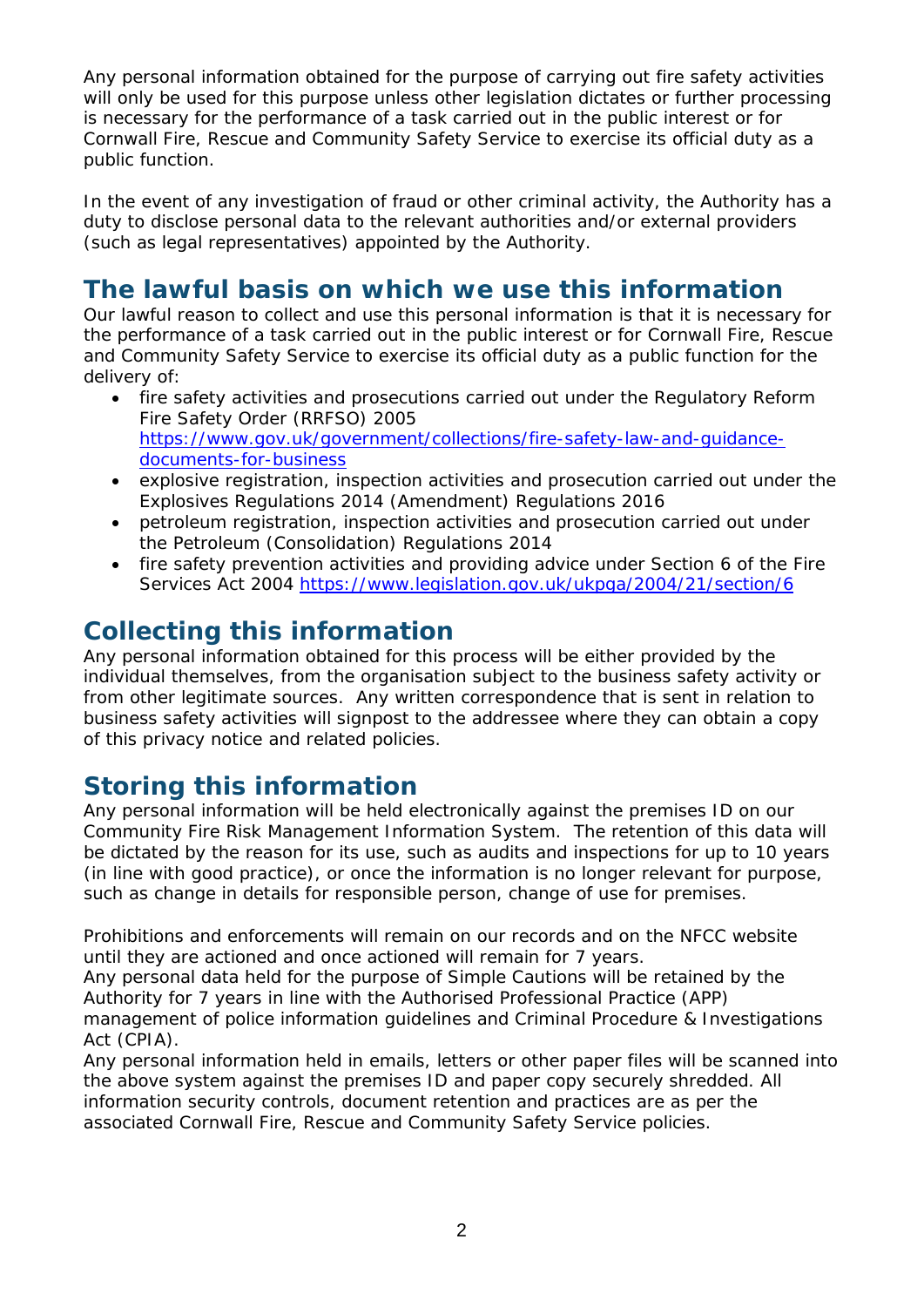Any personal information obtained for the purpose of carrying out fire safety activities will only be used for this purpose unless other legislation dictates or further processing is necessary for the performance of a task carried out in the public interest or for Cornwall Fire, Rescue and Community Safety Service to exercise its official duty as a public function.

In the event of any investigation of fraud or other criminal activity, the Authority has a duty to disclose personal data to the relevant authorities and/or external providers (such as legal representatives) appointed by the Authority.

## The lawful basis on which we use this information

Our lawful reason to collect and use this personal information is that it is necessary for the performance of a task carried out in the public interest or for Cornwall Fire, Rescue and Community Safety Service to exercise its official duty as a public function for the delivery of:

- fire safety activities and prosecutions carried out under the Regulatory Reform Fire Safety Order (RRFSO) 2005 [https://www.gov.uk/government/collections/fire-safety-law-and-guidance-documents-for-business](https://www.gov.uk/government/collections/fire-safety-law-and-guidance-documents-for-business)
- explosive registration, inspection activities and prosecution carried out under the Explosives Regulations 2014 (Amendment) Regulations 2016
- petroleum registration, inspection activities and prosecution carried out under the Petroleum (Consolidation) Regulations 2014
- fire safety prevention activities and providing advice under Section 6 of the Fire Services Act 2004 [https://www.legislation.gov.uk/ukpga/2004/21/section/6](https://www.legislation.gov.uk/ukpga/2004/21/section/6)

## Collecting this information

Any personal information obtained for this process will be either provided by the individual themselves, from the organisation subject to the business safety activity or from other legitimate sources. Any written correspondence that is sent in relation to business safety activities will signpost to the addressee where they can obtain a copy of this privacy notice and related policies.

## Storing this information

Any personal information will be held electronically against the premises ID on our Community Fire Risk Management Information System. The retention of this data will be dictated by the reason for its use, such as audits and inspections for up to 10 years (in line with good practice), or once the information is no longer relevant for purpose, such as change in details for responsible person, change of use for premises.

Prohibitions and enforcements will remain on our records and on the NFCC website until they are actioned and once actioned will remain for 7 years.
Any personal data held for the purpose of Simple Cautions will be retained by the Authority for 7 years in line with the Authorised Professional Practice (APP) management of police information guidelines and Criminal Procedure & Investigations Act (CPIA).
Any personal information held in emails, letters or other paper files will be scanned into the above system against the premises ID and paper copy securely shredded. All information security controls, document retention and practices are as per the associated Cornwall Fire, Rescue and Community Safety Service policies.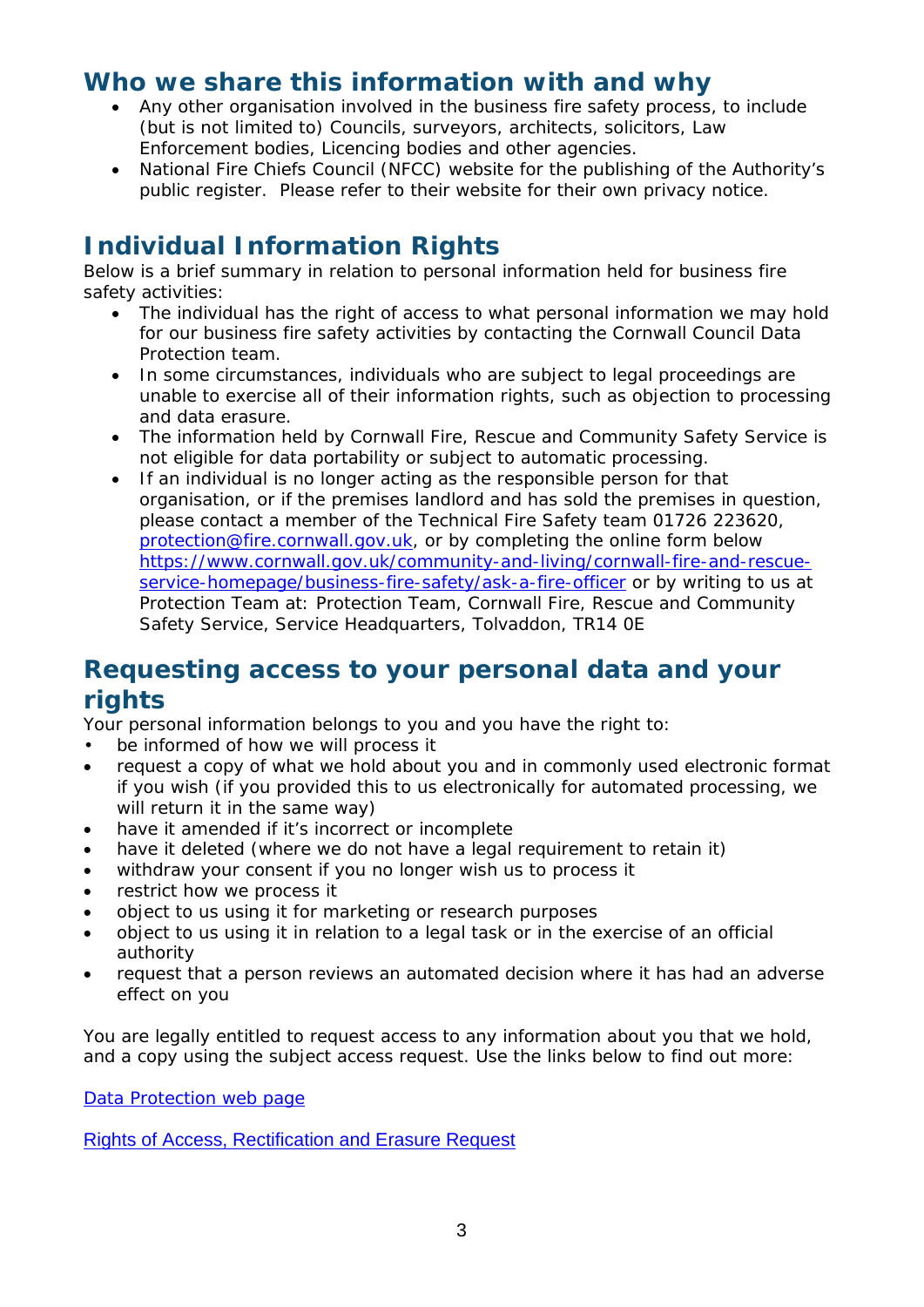## Who we share this information with and why

- Any other organisation involved in the business fire safety process, to include (but is not limited to) Councils, surveyors, architects, solicitors, Law Enforcement bodies, Licencing bodies and other agencies.
- National Fire Chiefs Council (NFCC) website for the publishing of the Authority's public register. Please refer to their website for their own privacy notice.

## Individual Information Rights

Below is a brief summary in relation to personal information held for business fire safety activities:

- The individual has the right of access to what personal information we may hold for our business fire safety activities by contacting the Cornwall Council Data Protection team.
- In some circumstances, individuals who are subject to legal proceedings are unable to exercise all of their information rights, such as objection to processing and data erasure.
- The information held by Cornwall Fire, Rescue and Community Safety Service is not eligible for data portability or subject to automatic processing.
- If an individual is no longer acting as the responsible person for that organisation, or if the premises landlord and has sold the premises in question, please contact a member of the Technical Fire Safety team 01726 223620, [protection@fire.cornwall.gov.uk](mailto:protection@fire.cornwall.gov.uk), or by completing the online form below [https://www.cornwall.gov.uk/community-and-living/cornwall-fire-and-rescue-service-homepage/business-fire-safety/ask-a-fire-officer](https://www.cornwall.gov.uk/community-and-living/cornwall-fire-and-rescue-service-homepage/business-fire-safety/ask-a-fire-officer) or by writing to us at Protection Team at: Protection Team, Cornwall Fire, Rescue and Community Safety Service, Service Headquarters, Tolvaddon, TR14 0E

## Requesting access to your personal data and your rights

Your personal information belongs to you and you have the right to:

- be informed of how we will process it
- request a copy of what we hold about you and in commonly used electronic format if you wish (if you provided this to us electronically for automated processing, we will return it in the same way)
- have it amended if it's incorrect or incomplete
- have it deleted (where we do not have a legal requirement to retain it)
- withdraw your consent if you no longer wish us to process it
- restrict how we process it
- object to us using it for marketing or research purposes
- object to us using it in relation to a legal task or in the exercise of an official authority
- request that a person reviews an automated decision where it has had an adverse effect on you

You are legally entitled to request access to any information about you that we hold, and a copy using the subject access request. Use the links below to find out more:

Data Protection web page

Rights of Access, Rectification and Erasure Request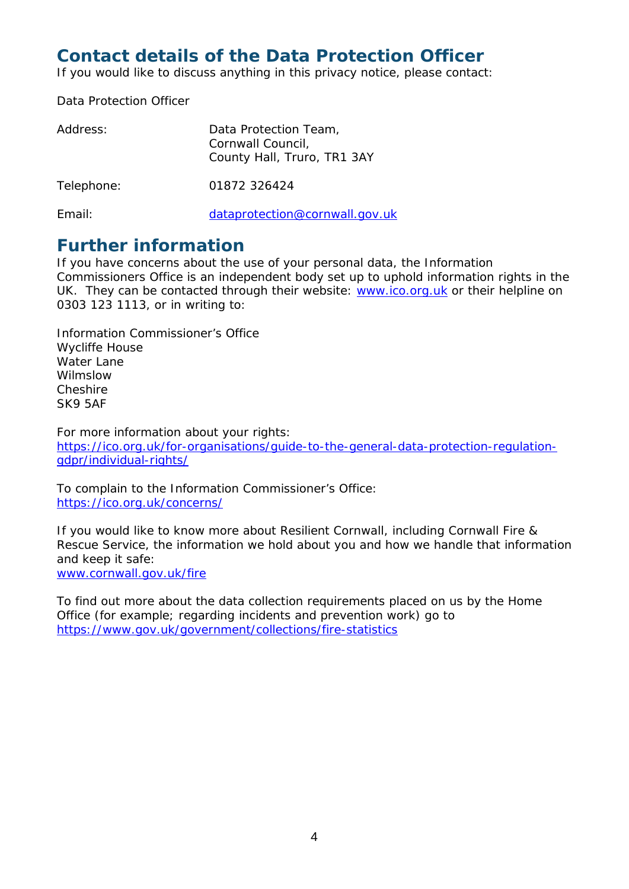## Contact details of the Data Protection Officer

If you would like to discuss anything in this privacy notice, please contact:

Data Protection Officer

| | |
|---|---|
| Address: | Data Protection Team,<br>Cornwall Council,<br>County Hall, Truro, TR1 3AY |
| Telephone: | 01872 326424 |
| Email: | dataprotection@cornwall.gov.uk |

## Further information

If you have concerns about the use of your personal data, the Information Commissioners Office is an independent body set up to uphold information rights in the UK. They can be contacted through their website: www.ico.org.uk or their helpline on 0303 123 1113, or in writing to:

Information Commissioner's Office
Wycliffe House
Water Lane
Wilmslow
Cheshire
SK9 5AF

For more information about your rights:
https://ico.org.uk/for-organisations/guide-to-the-general-data-protection-regulation-gdpr/individual-rights/

To complain to the Information Commissioner's Office:
https://ico.org.uk/concerns/

If you would like to know more about Resilient Cornwall, including Cornwall Fire & Rescue Service, the information we hold about you and how we handle that information and keep it safe:
www.cornwall.gov.uk/fire

To find out more about the data collection requirements placed on us by the Home Office (for example; regarding incidents and prevention work) go to https://www.gov.uk/government/collections/fire-statistics